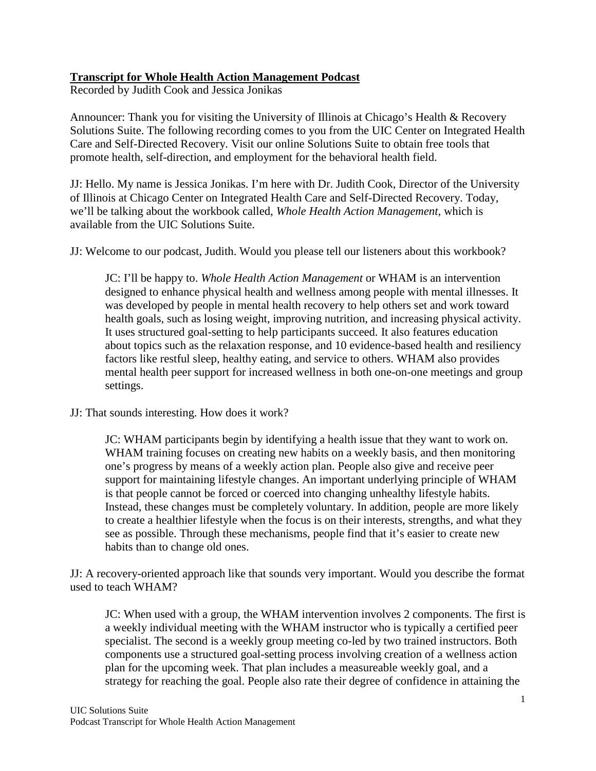**Transcript for Whole Health Action Management Podcast**

Recorded by Judith Cook and Jessica Jonikas

Announcer: Thank you for visiting the University of Illinois at Chicago's Health & Recovery Solutions Suite. The following recording comes to you from the UIC Center on Integrated Health Care and Self-Directed Recovery. Visit our online Solutions Suite to obtain free tools that promote health, self-direction, and employment for the behavioral health field.

JJ: Hello. My name is Jessica Jonikas. I'm here with Dr. Judith Cook, Director of the University of Illinois at Chicago Center on Integrated Health Care and Self-Directed Recovery. Today, we'll be talking about the workbook called, *Whole Health Action Management,* which is available from the UIC Solutions Suite.

JJ: Welcome to our podcast, Judith. Would you please tell our listeners about this workbook?

> JC: I'll be happy to. *Whole Health Action Management* or WHAM is an intervention designed to enhance physical health and wellness among people with mental illnesses. It was developed by people in mental health recovery to help others set and work toward health goals, such as losing weight, improving nutrition, and increasing physical activity. It uses structured goal-setting to help participants succeed. It also features education about topics such as the relaxation response, and 10 evidence-based health and resiliency factors like restful sleep, healthy eating, and service to others. WHAM also provides mental health peer support for increased wellness in both one-on-one meetings and group settings.

JJ: That sounds interesting. How does it work?

> JC: WHAM participants begin by identifying a health issue that they want to work on. WHAM training focuses on creating new habits on a weekly basis, and then monitoring one's progress by means of a weekly action plan. People also give and receive peer support for maintaining lifestyle changes. An important underlying principle of WHAM is that people cannot be forced or coerced into changing unhealthy lifestyle habits. Instead, these changes must be completely voluntary. In addition, people are more likely to create a healthier lifestyle when the focus is on their interests, strengths, and what they see as possible. Through these mechanisms, people find that it's easier to create new habits than to change old ones.

JJ: A recovery-oriented approach like that sounds very important. Would you describe the format used to teach WHAM?

> JC: When used with a group, the WHAM intervention involves 2 components. The first is a weekly individual meeting with the WHAM instructor who is typically a certified peer specialist. The second is a weekly group meeting co-led by two trained instructors. Both components use a structured goal-setting process involving creation of a wellness action plan for the upcoming week. That plan includes a measureable weekly goal, and a strategy for reaching the goal. People also rate their degree of confidence in attaining the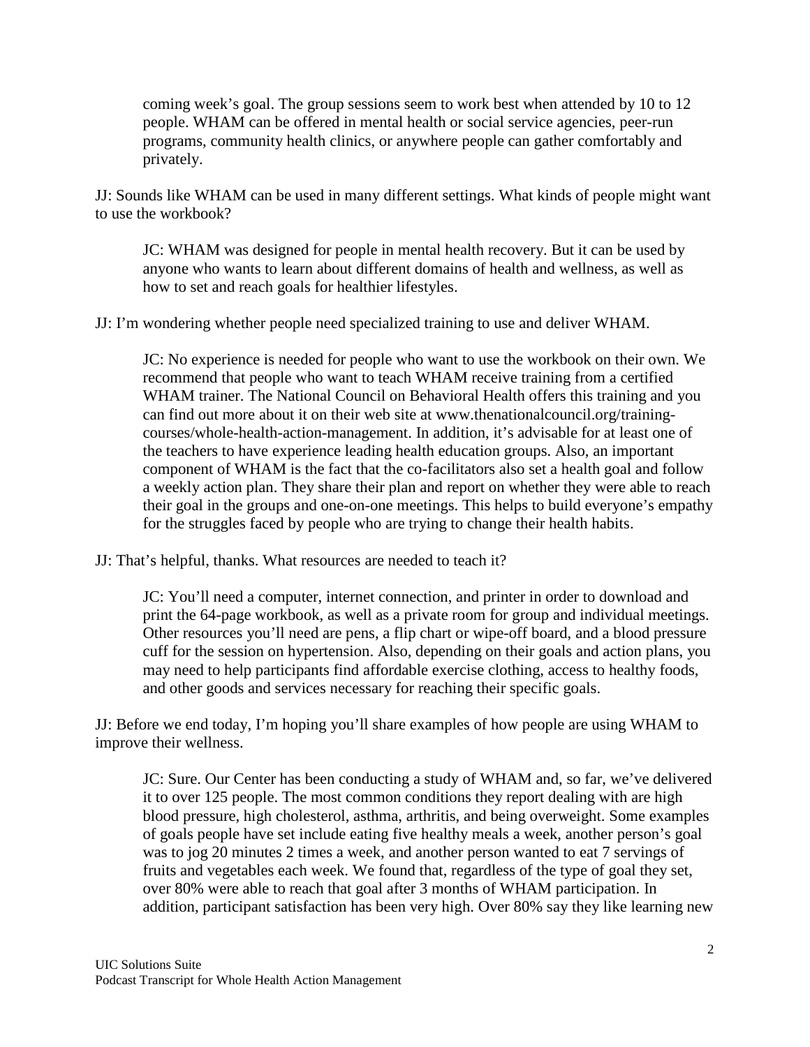coming week's goal. The group sessions seem to work best when attended by 10 to 12 people. WHAM can be offered in mental health or social service agencies, peer-run programs, community health clinics, or anywhere people can gather comfortably and privately.

JJ: Sounds like WHAM can be used in many different settings. What kinds of people might want to use the workbook?

> JC: WHAM was designed for people in mental health recovery. But it can be used by anyone who wants to learn about different domains of health and wellness, as well as how to set and reach goals for healthier lifestyles.

JJ: I'm wondering whether people need specialized training to use and deliver WHAM.

> JC: No experience is needed for people who want to use the workbook on their own. We recommend that people who want to teach WHAM receive training from a certified WHAM trainer. The National Council on Behavioral Health offers this training and you can find out more about it on their web site at www.thenationalcouncil.org/training-courses/whole-health-action-management. In addition, it's advisable for at least one of the teachers to have experience leading health education groups. Also, an important component of WHAM is the fact that the co-facilitators also set a health goal and follow a weekly action plan. They share their plan and report on whether they were able to reach their goal in the groups and one-on-one meetings. This helps to build everyone's empathy for the struggles faced by people who are trying to change their health habits.

JJ: That's helpful, thanks. What resources are needed to teach it?

> JC: You'll need a computer, internet connection, and printer in order to download and print the 64-page workbook, as well as a private room for group and individual meetings. Other resources you'll need are pens, a flip chart or wipe-off board, and a blood pressure cuff for the session on hypertension. Also, depending on their goals and action plans, you may need to help participants find affordable exercise clothing, access to healthy foods, and other goods and services necessary for reaching their specific goals.

JJ: Before we end today, I'm hoping you'll share examples of how people are using WHAM to improve their wellness.

> JC: Sure. Our Center has been conducting a study of WHAM and, so far, we've delivered it to over 125 people. The most common conditions they report dealing with are high blood pressure, high cholesterol, asthma, arthritis, and being overweight. Some examples of goals people have set include eating five healthy meals a week, another person's goal was to jog 20 minutes 2 times a week, and another person wanted to eat 7 servings of fruits and vegetables each week. We found that, regardless of the type of goal they set, over 80% were able to reach that goal after 3 months of WHAM participation. In addition, participant satisfaction has been very high. Over 80% say they like learning new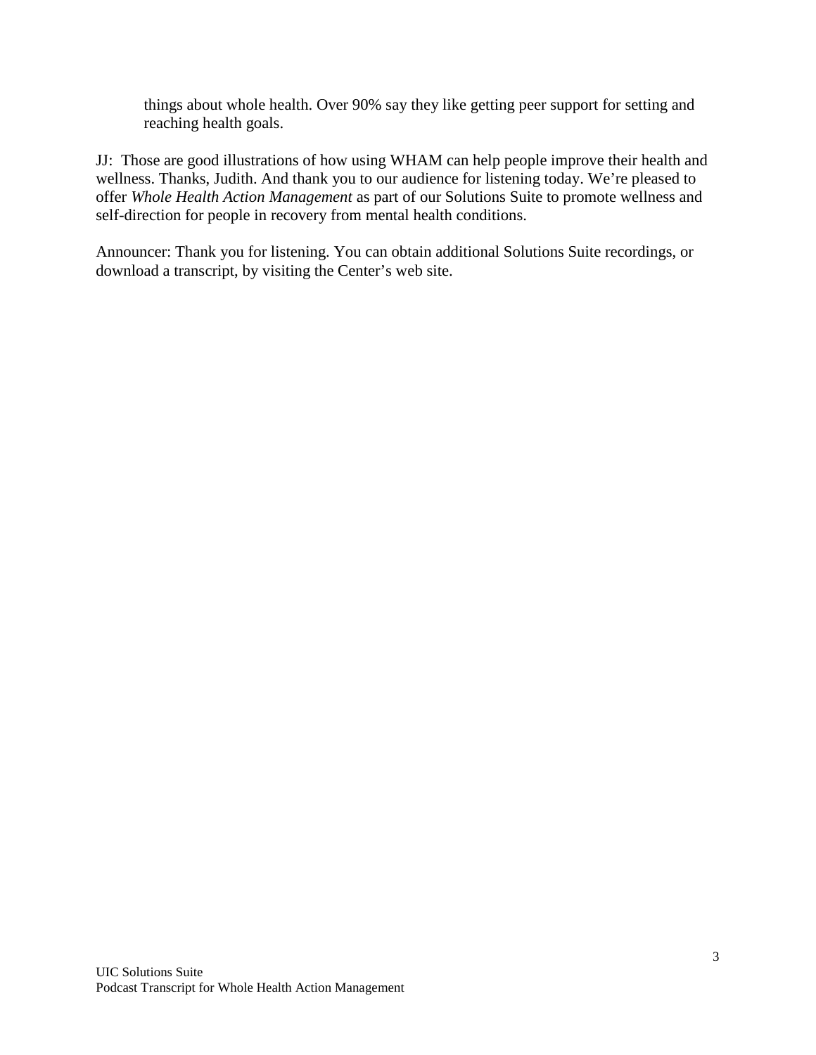things about whole health. Over 90% say they like getting peer support for setting and reaching health goals.

JJ: Those are good illustrations of how using WHAM can help people improve their health and wellness. Thanks, Judith. And thank you to our audience for listening today. We're pleased to offer *Whole Health Action Management* as part of our Solutions Suite to promote wellness and self-direction for people in recovery from mental health conditions.

Announcer: Thank you for listening. You can obtain additional Solutions Suite recordings, or download a transcript, by visiting the Center's web site.